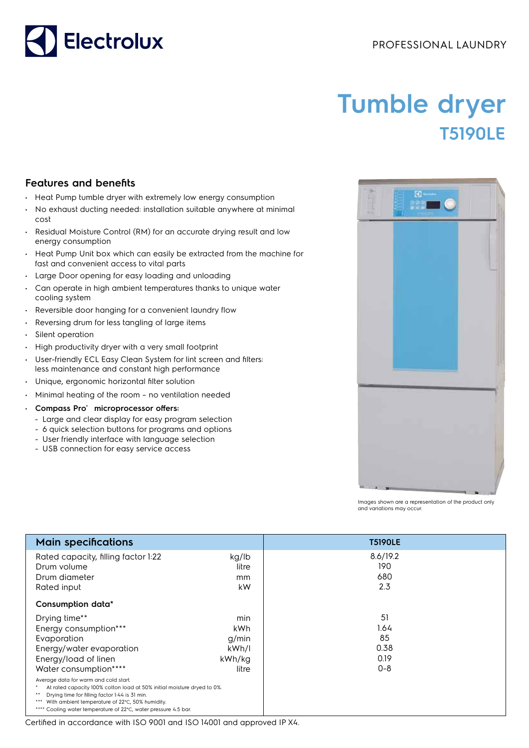Electrolux

PROFESSIONAL LAUNDRY

# Tumble dryer

## T5190LE

### Features and benefits

- Heat Pump tumble dryer with extremely low energy consumption
- No exhaust ducting needed: installation suitable anywhere at minimal cost
- Residual Moisture Control (RM) for an accurate drying result and low energy consumption
- Heat Pump Unit box which can easily be extracted from the machine for fast and convenient access to vital parts
- Large Door opening for easy loading and unloading
- Can operate in high ambient temperatures thanks to unique water cooling system
- Reversible door hanging for a convenient laundry flow
- Reversing drum for less tangling of large items
- Silent operation
- High productivity dryer with a very small footprint
- User-friendly ECL Easy Clean System for lint screen and filters: less maintenance and constant high performance
- Unique, ergonomic horizontal filter solution
- Minimal heating of the room – no ventilation needed
- **Compass Pro® microprocessor offers:**
  - Large and clear display for easy program selection
  - 6 quick selection buttons for programs and options
  - User friendly interface with language selection
  - USB connection for easy service access

Images shown are a representation of the product only and variations may occur.

| Main specifications | | T5190LE |
|---|---|---|
| Rated capacity, filling factor 1:22 | kg/lb | 8.6/19.2 |
| Drum volume | litre | 190 |
| Drum diameter | mm | 680 |
| Rated input | kW | 2.3 |
| **Consumption data*** | | |
| Drying time** | min | 51 |
| Energy consumption*** | kWh | 1.64 |
| Evaporation | g/min | 85 |
| Energy/water evaporation | kWh/l | 0.38 |
| Energy/load of linen | kWh/kg | 0.19 |
| Water consumption**** | litre | 0-8 |

Average data for warm and cold start.
\* At rated capacity 100% cotton load at 50% initial moisture dryed to 0%.
\*\* Drying time for filling factor 1:44 is 31 min.
\*\*\* With ambient temperature of 22°C, 50% humidity.
\*\*\*\* Cooling water temperature of 22°C, water pressure 4.5 bar.

Certified in accordance with ISO 9001 and ISO 14001 and approved IP X4.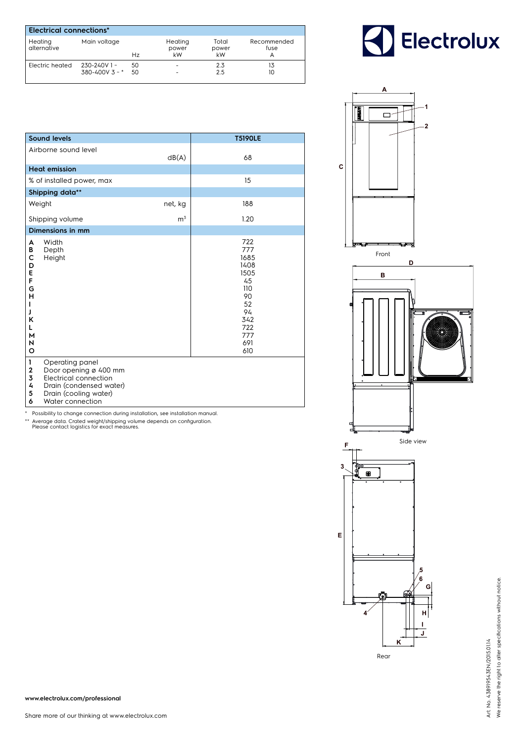| Electrical connections* | | | | | |
|---|---|---|---|---|---|
| Heating alternative | Main voltage | Hz | Heating power kW | Total power kW | Recommended fuse A |
| Electric heated | 230-240V 1 ~ | 50 | - | 2.3 | 13 |
| | 380-400V 3 ~ * | 50 | - | 2.5 | 10 |

| Sound levels | | T5190LE |
|---|---|---|
| Airborne sound level | dB(A) | 68 |
| **Heat emission** | | |
| % of installed power, max | | 15 |
| **Shipping data**** | | |
| Weight | net, kg | 188 |
| Shipping volume | $m^3$ | 1.20 |
| **Dimensions in mm** | | |
| **A** Width | | 722 |
| **B** Depth | | 777 |
| **C** Height | | 1685 |
| **D** | | 1408 |
| **E** | | 1505 |
| **F** | | 45 |
| **G** | | 110 |
| **H** | | 90 |
| **I** | | 52 |
| **J** | | 94 |
| **K** | | 342 |
| **L** | | 722 |
| **M** | | 777 |
| **N** | | 691 |
| **O** | | 610 |

**1** Operating panel
**2** Door opening ø 400 mm
**3** Electrical connection
**4** Drain (condensed water)
**5** Drain (cooling water)
**6** Water connection

\* Possibility to change connection during installation, see installation manual.

** Average data. Crated weight/shipping volume depends on configuration. Please contact logistics for exact measures.

Electrolux

A
1
2
C
Front

D
B
Side view

F
3
E
5
6
G
H
I
J
4
K
Rear

**www.electrolux.com/professional**

Share more of our thinking at www.electrolux.com

Art. No. 438919543EN/20150114
We reserve the right to alter specifications without notice.